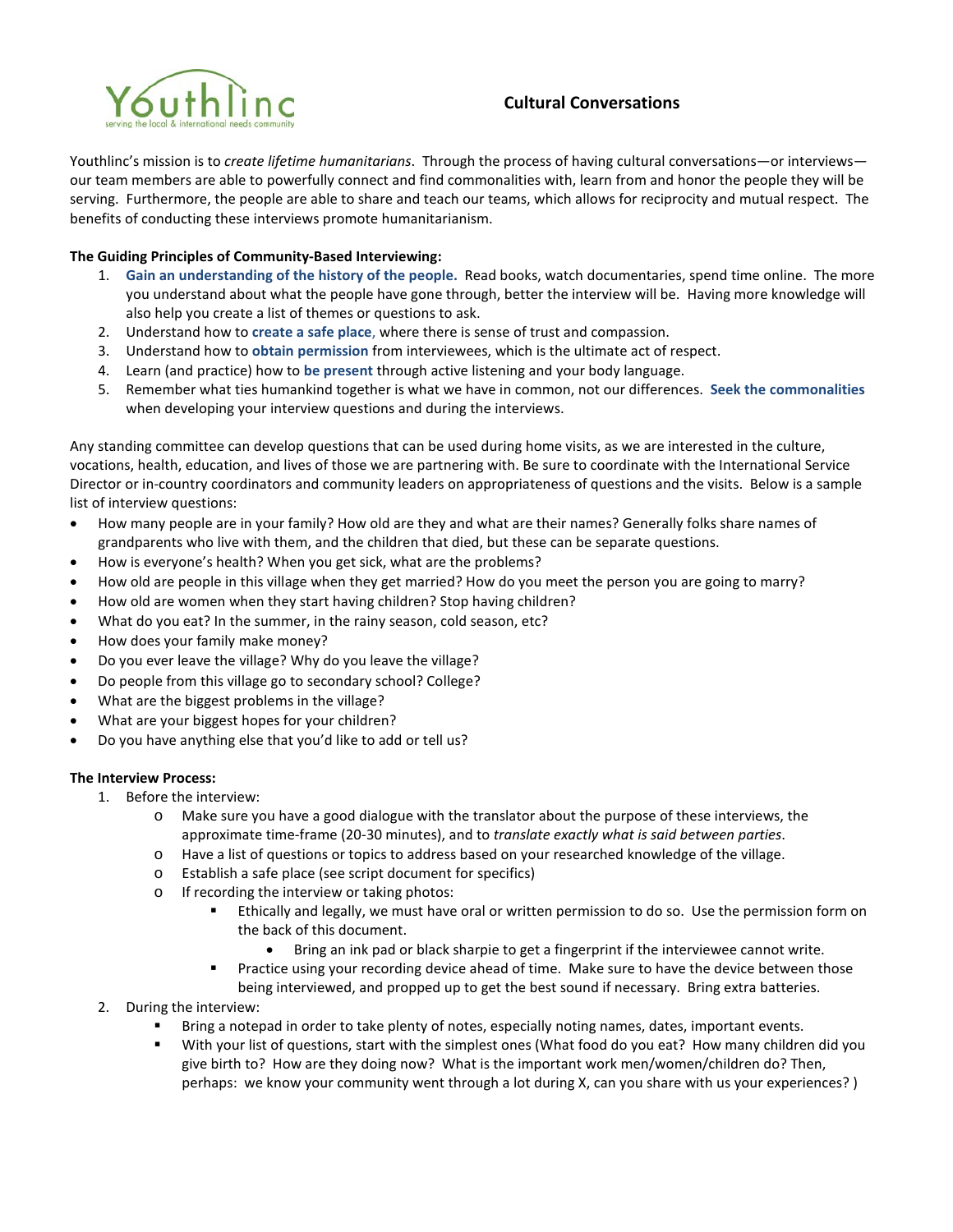# Cultural Conversations

Youthlinc's mission is to *create lifetime humanitarians*. Through the process of having cultural conversations—or interviews—our team members are able to powerfully connect and find commonalities with, learn from and honor the people they will be serving. Furthermore, the people are able to share and teach our teams, which allows for reciprocity and mutual respect. The benefits of conducting these interviews promote humanitarianism.

**The Guiding Principles of Community-Based Interviewing:**

1. **Gain an understanding of the history of the people.** Read books, watch documentaries, spend time online. The more you understand about what the people have gone through, better the interview will be. Having more knowledge will also help you create a list of themes or questions to ask.
2. Understand how to **create a safe place**, where there is sense of trust and compassion.
3. Understand how to **obtain permission** from interviewees, which is the ultimate act of respect.
4. Learn (and practice) how to **be present** through active listening and your body language.
5. Remember what ties humankind together is what we have in common, not our differences. **Seek the commonalities** when developing your interview questions and during the interviews.

Any standing committee can develop questions that can be used during home visits, as we are interested in the culture, vocations, health, education, and lives of those we are partnering with. Be sure to coordinate with the International Service Director or in-country coordinators and community leaders on appropriateness of questions and the visits. Below is a sample list of interview questions:

- How many people are in your family? How old are they and what are their names? Generally folks share names of grandparents who live with them, and the children that died, but these can be separate questions.
- How is everyone's health? When you get sick, what are the problems?
- How old are people in this village when they get married? How do you meet the person you are going to marry?
- How old are women when they start having children? Stop having children?
- What do you eat? In the summer, in the rainy season, cold season, etc?
- How does your family make money?
- Do you ever leave the village? Why do you leave the village?
- Do people from this village go to secondary school? College?
- What are the biggest problems in the village?
- What are your biggest hopes for your children?
- Do you have anything else that you'd like to add or tell us?

**The Interview Process:**

1. Before the interview:
   - Make sure you have a good dialogue with the translator about the purpose of these interviews, the approximate time-frame (20-30 minutes), and to *translate exactly what is said between parties*.
   - Have a list of questions or topics to address based on your researched knowledge of the village.
   - Establish a safe place (see script document for specifics)
   - If recording the interview or taking photos:
     - Ethically and legally, we must have oral or written permission to do so. Use the permission form on the back of this document.
       - Bring an ink pad or black sharpie to get a fingerprint if the interviewee cannot write.
     - Practice using your recording device ahead of time. Make sure to have the device between those being interviewed, and propped up to get the best sound if necessary. Bring extra batteries.
2. During the interview:
   - Bring a notepad in order to take plenty of notes, especially noting names, dates, important events.
   - With your list of questions, start with the simplest ones (What food do you eat? How many children did you give birth to? How are they doing now? What is the important work men/women/children do? Then, perhaps: we know your community went through a lot during X, can you share with us your experiences? )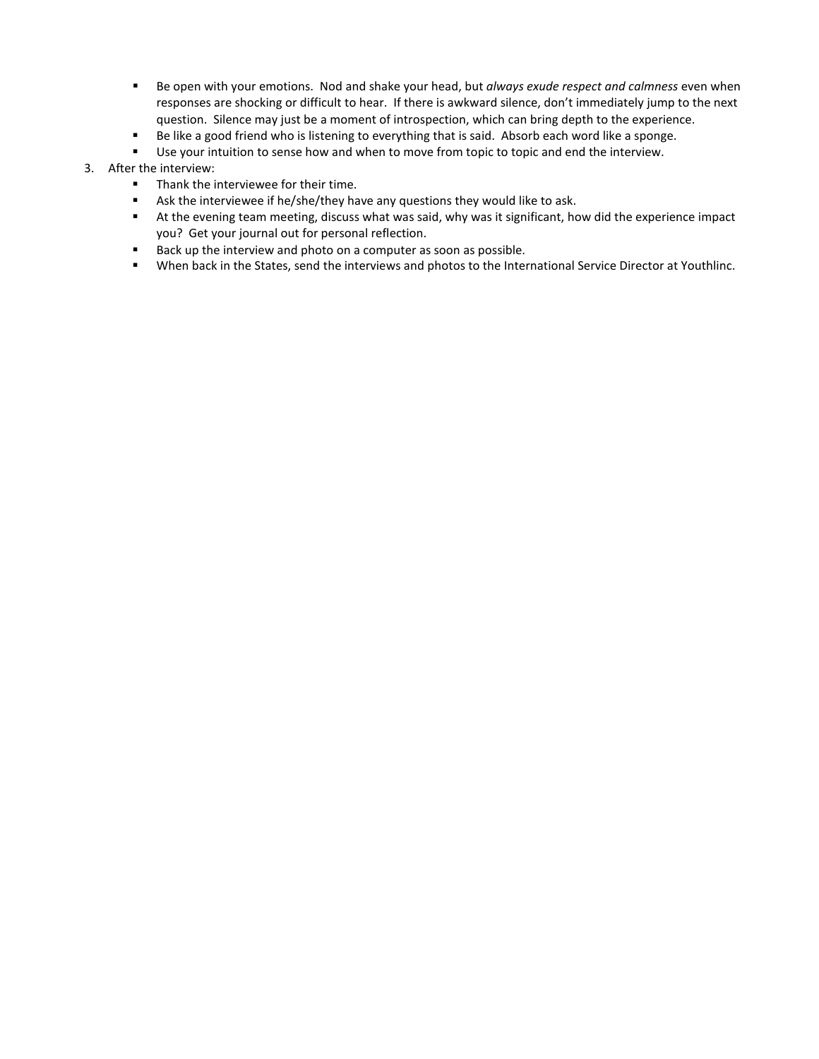- Be open with your emotions. Nod and shake your head, but *always exude respect and calmness* even when responses are shocking or difficult to hear. If there is awkward silence, don't immediately jump to the next question. Silence may just be a moment of introspection, which can bring depth to the experience.
- Be like a good friend who is listening to everything that is said. Absorb each word like a sponge.
- Use your intuition to sense how and when to move from topic to topic and end the interview.

3. After the interview:
   - Thank the interviewee for their time.
   - Ask the interviewee if he/she/they have any questions they would like to ask.
   - At the evening team meeting, discuss what was said, why was it significant, how did the experience impact you? Get your journal out for personal reflection.
   - Back up the interview and photo on a computer as soon as possible.
   - When back in the States, send the interviews and photos to the International Service Director at Youthlinc.